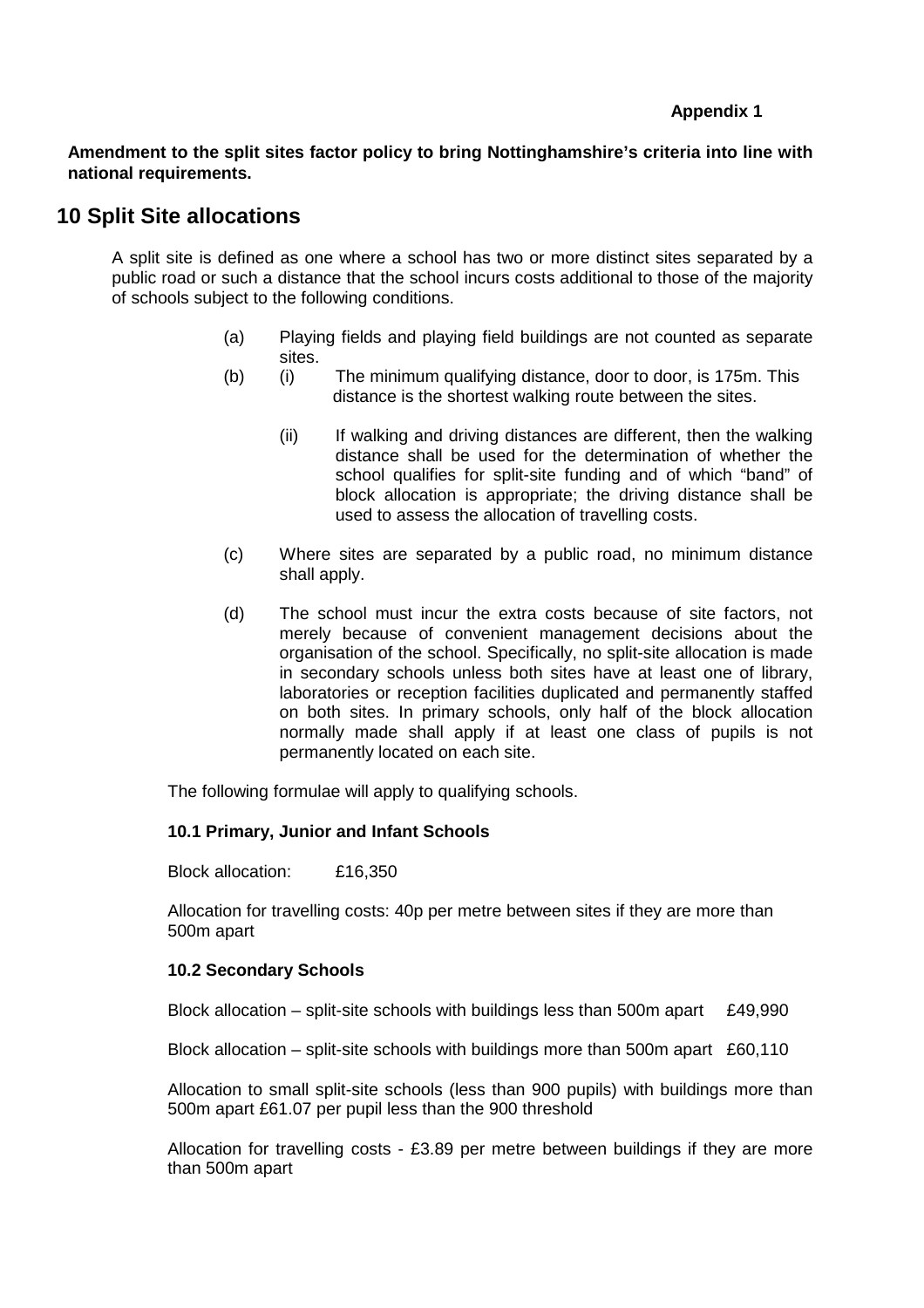**Appendix 1**

**Amendment to the split sites factor policy to bring Nottinghamshire's criteria into line with national requirements.**

## 10 Split Site allocations

A split site is defined as one where a school has two or more distinct sites separated by a public road or such a distance that the school incurs costs additional to those of the majority of schools subject to the following conditions.

(a) Playing fields and playing field buildings are not counted as separate sites.

(b) (i) The minimum qualifying distance, door to door, is 175m. This distance is the shortest walking route between the sites.

(ii) If walking and driving distances are different, then the walking distance shall be used for the determination of whether the school qualifies for split-site funding and of which "band" of block allocation is appropriate; the driving distance shall be used to assess the allocation of travelling costs.

(c) Where sites are separated by a public road, no minimum distance shall apply.

(d) The school must incur the extra costs because of site factors, not merely because of convenient management decisions about the organisation of the school. Specifically, no split-site allocation is made in secondary schools unless both sites have at least one of library, laboratories or reception facilities duplicated and permanently staffed on both sites. In primary schools, only half of the block allocation normally made shall apply if at least one class of pupils is not permanently located on each site.

The following formulae will apply to qualifying schools.

### 10.1 Primary, Junior and Infant Schools

Block allocation: £16,350

Allocation for travelling costs: 40p per metre between sites if they are more than 500m apart

### 10.2 Secondary Schools

Block allocation – split-site schools with buildings less than 500m apart £49,990

Block allocation – split-site schools with buildings more than 500m apart £60,110

Allocation to small split-site schools (less than 900 pupils) with buildings more than 500m apart £61.07 per pupil less than the 900 threshold

Allocation for travelling costs - £3.89 per metre between buildings if they are more than 500m apart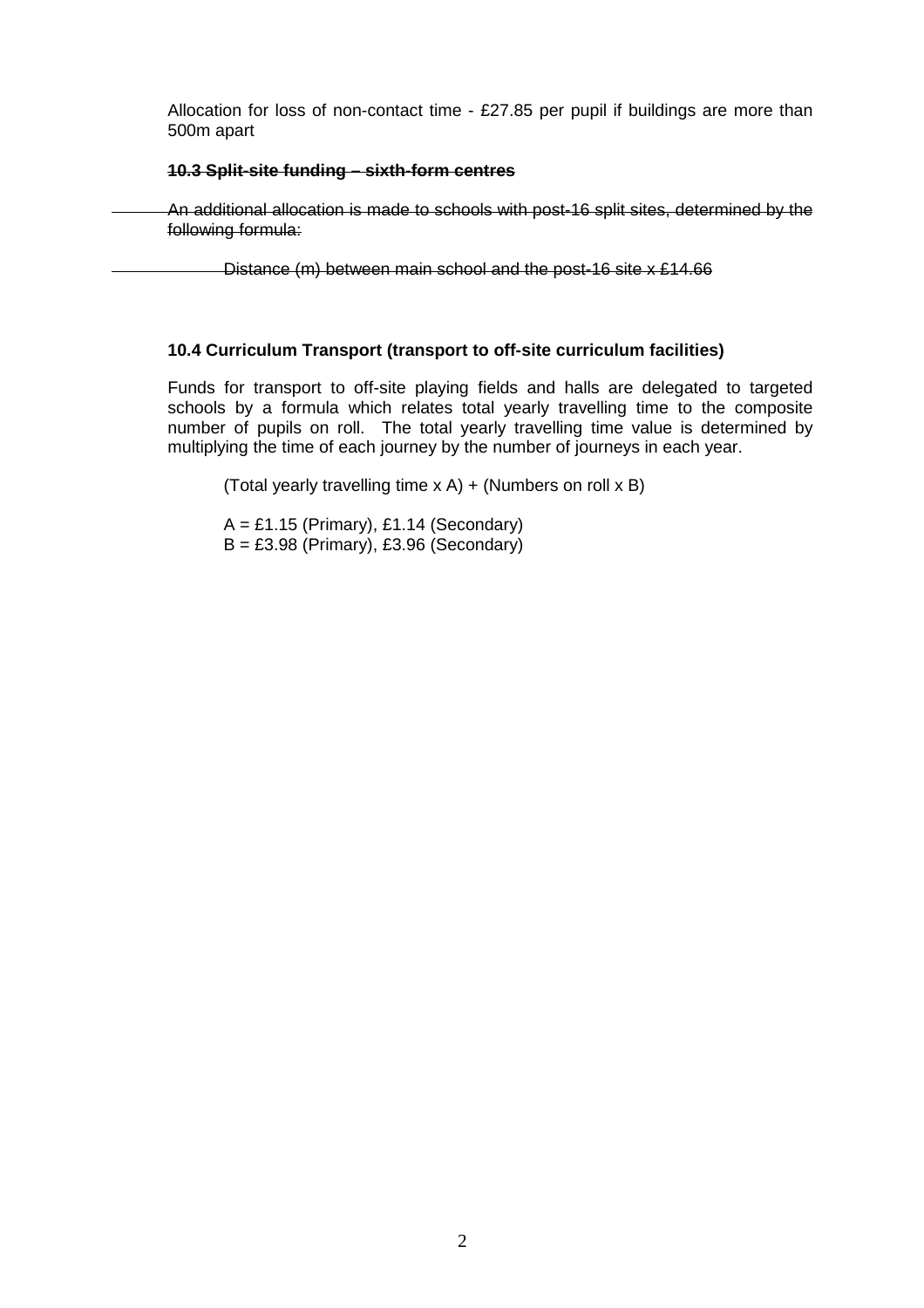Allocation for loss of non-contact time - £27.85 per pupil if buildings are more than 500m apart

### ~~10.3 Split-site funding – sixth-form centres~~

~~An additional allocation is made to schools with post-16 split sites, determined by the following formula:~~

~~Distance (m) between main school and the post-16 site x £14.66~~

### 10.4 Curriculum Transport (transport to off-site curriculum facilities)

Funds for transport to off-site playing fields and halls are delegated to targeted schools by a formula which relates total yearly travelling time to the composite number of pupils on roll. The total yearly travelling time value is determined by multiplying the time of each journey by the number of journeys in each year.

(Total yearly travelling time x A) + (Numbers on roll x B)

A = £1.15 (Primary), £1.14 (Secondary)
B = £3.98 (Primary), £3.96 (Secondary)